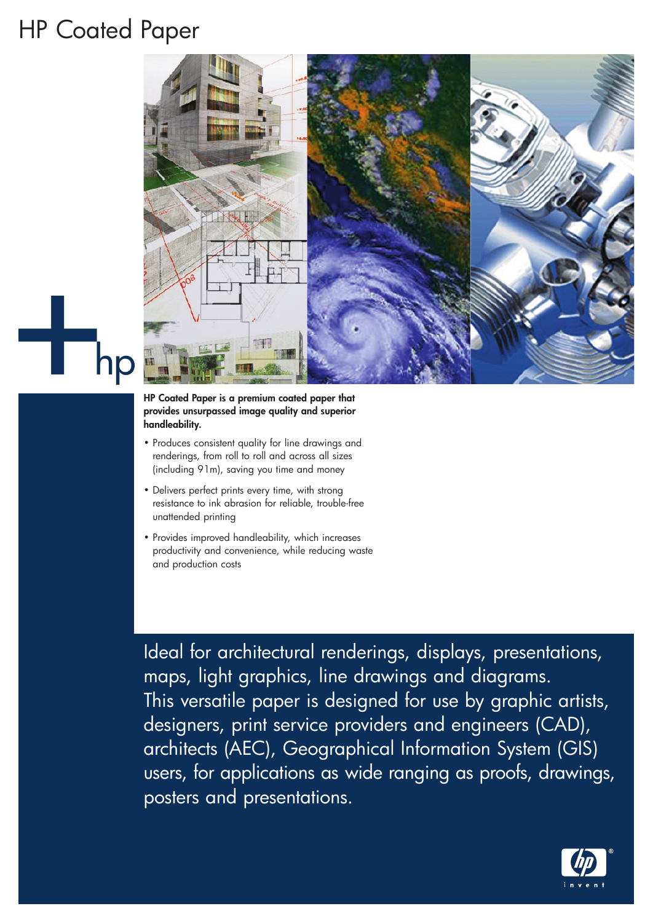# HP Coated Paper

**HP Coated Paper is a premium coated paper that provides unsurpassed image quality and superior handleability.**

- Produces consistent quality for line drawings and renderings, from roll to roll and across all sizes (including 91m), saving you time and money
- Delivers perfect prints every time, with strong resistance to ink abrasion for reliable, trouble-free unattended printing
- Provides improved handleability, which increases productivity and convenience, while reducing waste and production costs

Ideal for architectural renderings, displays, presentations, maps, light graphics, line drawings and diagrams. This versatile paper is designed for use by graphic artists, designers, print service providers and engineers (CAD), architects (AEC), Geographical Information System (GIS) users, for applications as wide ranging as proofs, drawings, posters and presentations.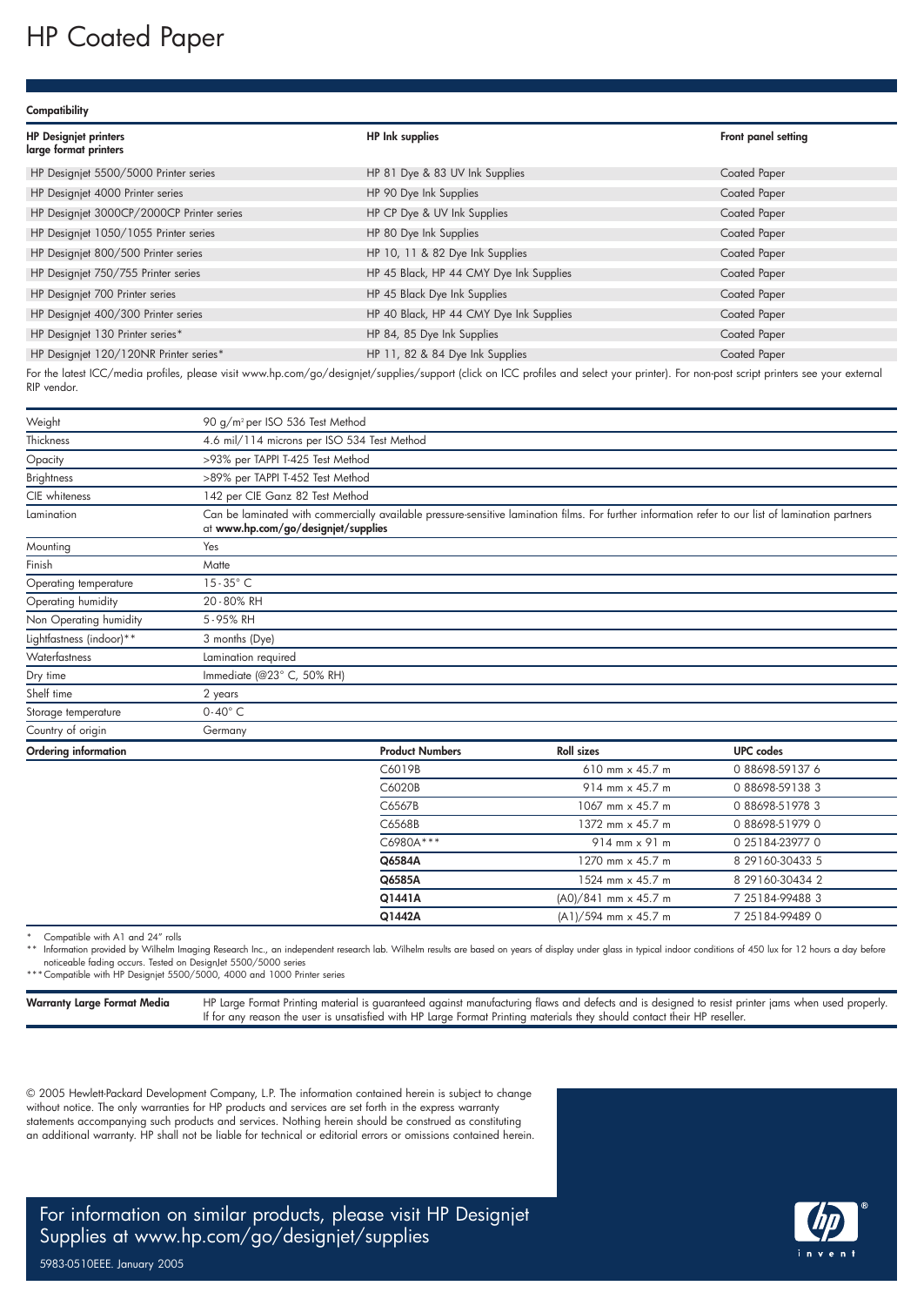# HP Coated Paper

**Compatibility**

| HP Designjet printers large format printers | HP Ink supplies | Front panel setting |
|---|---|---|
| HP Designjet 5500/5000 Printer series | HP 81 Dye & 83 UV Ink Supplies | Coated Paper |
| HP Designjet 4000 Printer series | HP 90 Dye Ink Supplies | Coated Paper |
| HP Designjet 3000CP/2000CP Printer series | HP CP Dye & UV Ink Supplies | Coated Paper |
| HP Designjet 1050/1055 Printer series | HP 80 Dye Ink Supplies | Coated Paper |
| HP Designjet 800/500 Printer series | HP 10, 11 & 82 Dye Ink Supplies | Coated Paper |
| HP Designjet 750/755 Printer series | HP 45 Black, HP 44 CMY Dye Ink Supplies | Coated Paper |
| HP Designjet 700 Printer series | HP 45 Black Dye Ink Supplies | Coated Paper |
| HP Designjet 400/300 Printer series | HP 40 Black, HP 44 CMY Dye Ink Supplies | Coated Paper |
| HP Designjet 130 Printer series* | HP 84, 85 Dye Ink Supplies | Coated Paper |
| HP Designjet 120/120NR Printer series* | HP 11, 82 & 84 Dye Ink Supplies | Coated Paper |

For the latest ICC/media profiles, please visit www.hp.com/go/designjet/supplies/support (click on ICC profiles and select your printer). For non-post script printers see your external RIP vendor.

| | |
|---|---|
| Weight | 90 g/m² per ISO 536 Test Method |
| Thickness | 4.6 mil/114 microns per ISO 534 Test Method |
| Opacity | >93% per TAPPI T-425 Test Method |
| Brightness | >89% per TAPPI T-452 Test Method |
| CIE whiteness | 142 per CIE Ganz 82 Test Method |
| Lamination | Can be laminated with commercially available pressure-sensitive lamination films. For further information refer to our list of lamination partners at **www.hp.com/go/designjet/supplies** |
| Mounting | Yes |
| Finish | Matte |
| Operating temperature | 15-35° C |
| Operating humidity | 20-80% RH |
| Non Operating humidity | 5-95% RH |
| Lightfastness (indoor)** | 3 months (Dye) |
| Waterfastness | Lamination required |
| Dry time | Immediate (@23° C, 50% RH) |
| Shelf time | 2 years |
| Storage temperature | 0-40° C |
| Country of origin | Germany |

| Ordering information | Product Numbers | Roll sizes | UPC codes |
|---|---|---|---|
| | C6019B | 610 mm x 45.7 m | 0 88698-59137 6 |
| | C6020B | 914 mm x 45.7 m | 0 88698-59138 3 |
| | C6567B | 1067 mm x 45.7 m | 0 88698-51978 3 |
| | C6568B | 1372 mm x 45.7 m | 0 88698-51979 0 |
| | C6980A*** | 914 mm x 91 m | 0 25184-23977 0 |
| | **Q6584A** | 1270 mm x 45.7 m | 8 29160-30433 5 |
| | **Q6585A** | 1524 mm x 45.7 m | 8 29160-30434 2 |
| | **Q1441A** | (A0)/841 mm x 45.7 m | 7 25184-99488 3 |
| | **Q1442A** | (A1)/594 mm x 45.7 m | 7 25184-99489 0 |

\* Compatible with A1 and 24" rolls

** Information provided by Wilhelm Imaging Research Inc., an independent research lab. Wilhelm results are based on years of display under glass in typical indoor conditions of 450 lux for 12 hours a day before noticeable fading occurs. Tested on DesignJet 5500/5000 series

*** Compatible with HP Designjet 5500/5000, 4000 and 1000 Printer series

**Warranty Large Format Media** HP Large Format Printing material is guaranteed against manufacturing flaws and defects and is designed to resist printer jams when used properly. If for any reason the user is unsatisfied with HP Large Format Printing materials they should contact their HP reseller.

© 2005 Hewlett-Packard Development Company, L.P. The information contained herein is subject to change without notice. The only warranties for HP products and services are set forth in the express warranty statements accompanying such products and services. Nothing herein should be construed as constituting an additional warranty. HP shall not be liable for technical or editorial errors or omissions contained herein.

For information on similar products, please visit HP Designjet Supplies at www.hp.com/go/designjet/supplies

5983-0510EEE. January 2005